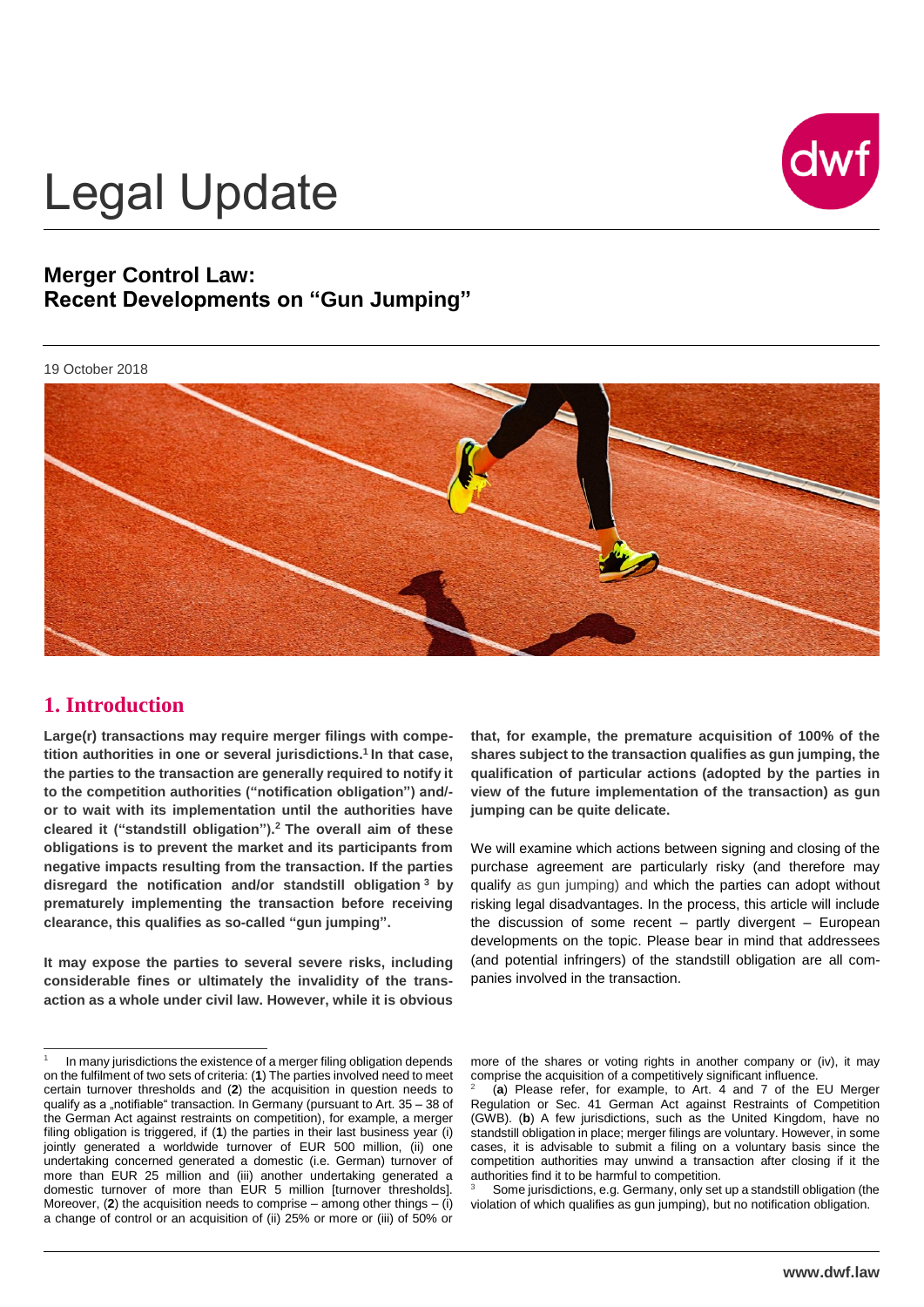# Legal Update

## Merger Control Law: Recent Developments on "Gun Jumping"

19 October 2018

## 1. Introduction

**Large(r) transactions may require merger filings with competition authorities in one or several jurisdictions.[1] In that case, the parties to the transaction are generally required to notify it to the competition authorities ("notification obligation") and/-or to wait with its implementation until the authorities have cleared it ("standstill obligation").[2] The overall aim of these obligations is to prevent the market and its participants from negative impacts resulting from the transaction. If the parties disregard the notification and/or standstill obligation[3] by prematurely implementing the transaction before receiving clearance, this qualifies as so-called "gun jumping".**

**It may expose the parties to several severe risks, including considerable fines or ultimately the invalidity of the transaction as a whole under civil law. However, while it is obvious that, for example, the premature acquisition of 100% of the shares subject to the transaction qualifies as gun jumping, the qualification of particular actions (adopted by the parties in view of the future implementation of the transaction) as gun jumping can be quite delicate.**

We will examine which actions between signing and closing of the purchase agreement are particularly risky (and therefore may qualify as gun jumping) and which the parties can adopt without risking legal disadvantages. In the process, this article will include the discussion of some recent – partly divergent – European developments on the topic. Please bear in mind that addressees (and potential infringers) of the standstill obligation are all companies involved in the transaction.

---

[1] In many jurisdictions the existence of a merger filing obligation depends on the fulfilment of two sets of criteria: (**1**) The parties involved need to meet certain turnover thresholds and (**2**) the acquisition in question needs to qualify as a „notifiable" transaction. In Germany (pursuant to Art. 35 – 38 of the German Act against restraints on competition), for example, a merger filing obligation is triggered, if (**1**) the parties in their last business year (i) jointly generated a worldwide turnover of EUR 500 million, (ii) one undertaking concerned generated a domestic (i.e. German) turnover of more than EUR 25 million and (iii) another undertaking generated a domestic turnover of more than EUR 5 million [turnover thresholds]. Moreover, (**2**) the acquisition needs to comprise – among other things – (i) a change of control or an acquisition of (ii) 25% or more or (iii) of 50% or more of the shares or voting rights in another company or (iv), it may comprise the acquisition of a competitively significant influence.

[2] (**a**) Please refer, for example, to Art. 4 and 7 of the EU Merger Regulation or Sec. 41 German Act against Restraints of Competition (GWB). (**b**) A few jurisdictions, such as the United Kingdom, have no standstill obligation in place; merger filings are voluntary. However, in some cases, it is advisable to submit a filing on a voluntary basis since the competition authorities may unwind a transaction after closing if it the authorities find it to be harmful to competition.

[3] Some jurisdictions, e.g. Germany, only set up a standstill obligation (the violation of which qualifies as gun jumping), but no notification obligation.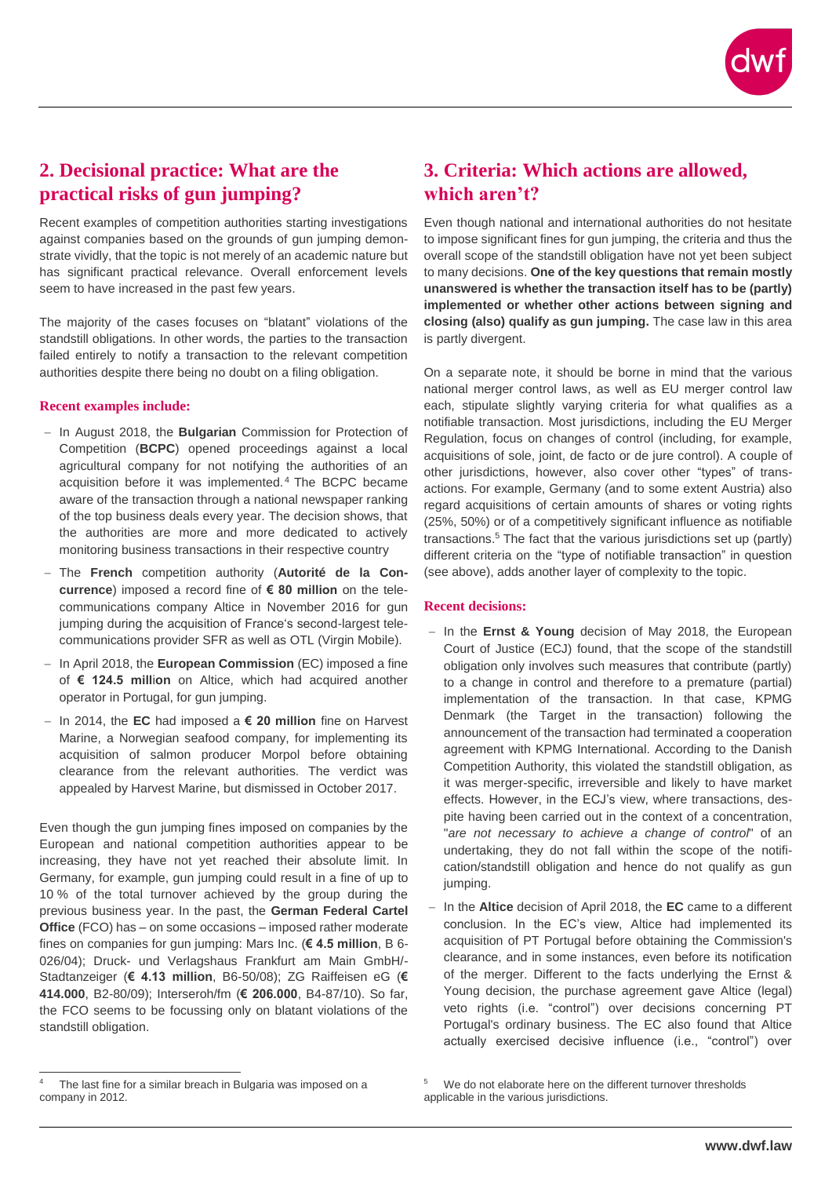## 2. Decisional practice: What are the practical risks of gun jumping?

Recent examples of competition authorities starting investigations against companies based on the grounds of gun jumping demonstrate vividly, that the topic is not merely of an academic nature but has significant practical relevance. Overall enforcement levels seem to have increased in the past few years.

The majority of the cases focuses on "blatant" violations of the standstill obligations. In other words, the parties to the transaction failed entirely to notify a transaction to the relevant competition authorities despite there being no doubt on a filing obligation.

### Recent examples include:

- In August 2018, the **Bulgarian** Commission for Protection of Competition (**BCPC**) opened proceedings against a local agricultural company for not notifying the authorities of an acquisition before it was implemented.[4] The BCPC became aware of the transaction through a national newspaper ranking of the top business deals every year. The decision shows, that the authorities are more and more dedicated to actively monitoring business transactions in their respective country
- The **French** competition authority (**Autorité de la Concurrence**) imposed a record fine of **€ 80 million** on the telecommunications company Altice in November 2016 for gun jumping during the acquisition of France's second-largest telecommunications provider SFR as well as OTL (Virgin Mobile).
- In April 2018, the **European Commission** (EC) imposed a fine of **€ 124.5 million** on Altice, which had acquired another operator in Portugal, for gun jumping.
- In 2014, the **EC** had imposed a **€ 20 million** fine on Harvest Marine, a Norwegian seafood company, for implementing its acquisition of salmon producer Morpol before obtaining clearance from the relevant authorities. The verdict was appealed by Harvest Marine, but dismissed in October 2017.

Even though the gun jumping fines imposed on companies by the European and national competition authorities appear to be increasing, they have not yet reached their absolute limit. In Germany, for example, gun jumping could result in a fine of up to 10 % of the total turnover achieved by the group during the previous business year. In the past, the **German Federal Cartel Office** (FCO) has – on some occasions – imposed rather moderate fines on companies for gun jumping: Mars Inc. (**€ 4.5 million**, B 6-026/04); Druck- und Verlagshaus Frankfurt am Main GmbH/-Stadtanzeiger (**€ 4.13 million**, B6-50/08); ZG Raiffeisen eG (**€ 414.000**, B2-80/09); Interseroh/fm (**€ 206.000**, B4-87/10). So far, the FCO seems to be focussing only on blatant violations of the standstill obligation.

## 3. Criteria: Which actions are allowed, which aren't?

Even though national and international authorities do not hesitate to impose significant fines for gun jumping, the criteria and thus the overall scope of the standstill obligation have not yet been subject to many decisions. **One of the key questions that remain mostly unanswered is whether the transaction itself has to be (partly) implemented or whether other actions between signing and closing (also) qualify as gun jumping.** The case law in this area is partly divergent.

On a separate note, it should be borne in mind that the various national merger control laws, as well as EU merger control law each, stipulate slightly varying criteria for what qualifies as a notifiable transaction. Most jurisdictions, including the EU Merger Regulation, focus on changes of control (including, for example, acquisitions of sole, joint, de facto or de jure control). A couple of other jurisdictions, however, also cover other "types" of transactions. For example, Germany (and to some extent Austria) also regard acquisitions of certain amounts of shares or voting rights (25%, 50%) or of a competitively significant influence as notifiable transactions.[5] The fact that the various jurisdictions set up (partly) different criteria on the "type of notifiable transaction" in question (see above), adds another layer of complexity to the topic.

### Recent decisions:

- In the **Ernst & Young** decision of May 2018, the European Court of Justice (ECJ) found, that the scope of the standstill obligation only involves such measures that contribute (partly) to a change in control and therefore to a premature (partial) implementation of the transaction. In that case, KPMG Denmark (the Target in the transaction) following the announcement of the transaction had terminated a cooperation agreement with KPMG International. According to the Danish Competition Authority, this violated the standstill obligation, as it was merger-specific, irreversible and likely to have market effects. However, in the ECJ's view, where transactions, despite having been carried out in the context of a concentration, "*are not necessary to achieve a change of control*" of an undertaking, they do not fall within the scope of the notification/standstill obligation and hence do not qualify as gun jumping.
- In the **Altice** decision of April 2018, the **EC** came to a different conclusion. In the EC's view, Altice had implemented its acquisition of PT Portugal before obtaining the Commission's clearance, and in some instances, even before its notification of the merger. Different to the facts underlying the Ernst & Young decision, the purchase agreement gave Altice (legal) veto rights (i.e. "control") over decisions concerning PT Portugal's ordinary business. The EC also found that Altice actually exercised decisive influence (i.e., "control") over

---

[4] The last fine for a similar breach in Bulgaria was imposed on a company in 2012.

[5] We do not elaborate here on the different turnover thresholds applicable in the various jurisdictions.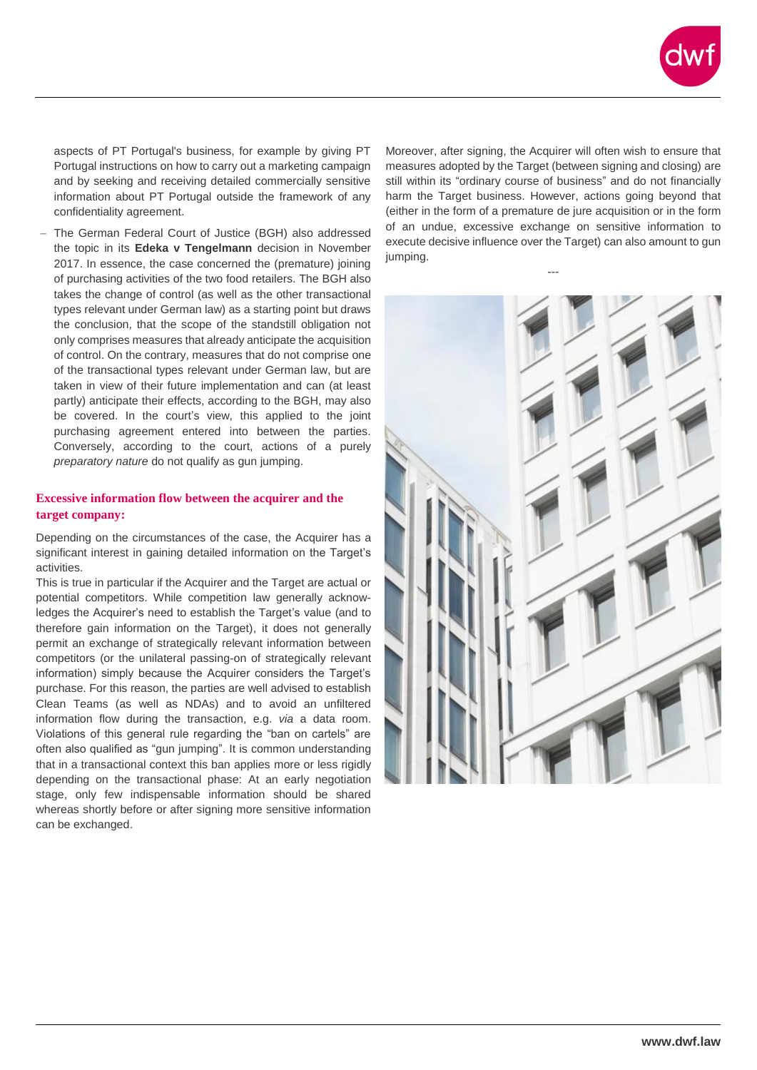aspects of PT Portugal's business, for example by giving PT Portugal instructions on how to carry out a marketing campaign and by seeking and receiving detailed commercially sensitive information about PT Portugal outside the framework of any confidentiality agreement.

- The German Federal Court of Justice (BGH) also addressed the topic in its **Edeka v Tengelmann** decision in November 2017. In essence, the case concerned the (premature) joining of purchasing activities of the two food retailers. The BGH also takes the change of control (as well as the other transactional types relevant under German law) as a starting point but draws the conclusion, that the scope of the standstill obligation not only comprises measures that already anticipate the acquisition of control. On the contrary, measures that do not comprise one of the transactional types relevant under German law, but are taken in view of their future implementation and can (at least partly) anticipate their effects, according to the BGH, may also be covered. In the court's view, this applied to the joint purchasing agreement entered into between the parties. Conversely, according to the court, actions of a purely *preparatory nature* do not qualify as gun jumping.

### Excessive information flow between the acquirer and the target company:

Depending on the circumstances of the case, the Acquirer has a significant interest in gaining detailed information on the Target's activities.

This is true in particular if the Acquirer and the Target are actual or potential competitors. While competition law generally acknowledges the Acquirer's need to establish the Target's value (and to therefore gain information on the Target), it does not generally permit an exchange of strategically relevant information between competitors (or the unilateral passing-on of strategically relevant information) simply because the Acquirer considers the Target's purchase. For this reason, the parties are well advised to establish Clean Teams (as well as NDAs) and to avoid an unfiltered information flow during the transaction, e.g. *via* a data room. Violations of this general rule regarding the "ban on cartels" are often also qualified as "gun jumping". It is common understanding that in a transactional context this ban applies more or less rigidly depending on the transactional phase: At an early negotiation stage, only few indispensable information should be shared whereas shortly before or after signing more sensitive information can be exchanged.

Moreover, after signing, the Acquirer will often wish to ensure that measures adopted by the Target (between signing and closing) are still within its "ordinary course of business" and do not financially harm the Target business. However, actions going beyond that (either in the form of a premature de jure acquisition or in the form of an undue, excessive exchange on sensitive information to execute decisive influence over the Target) can also amount to gun jumping.

---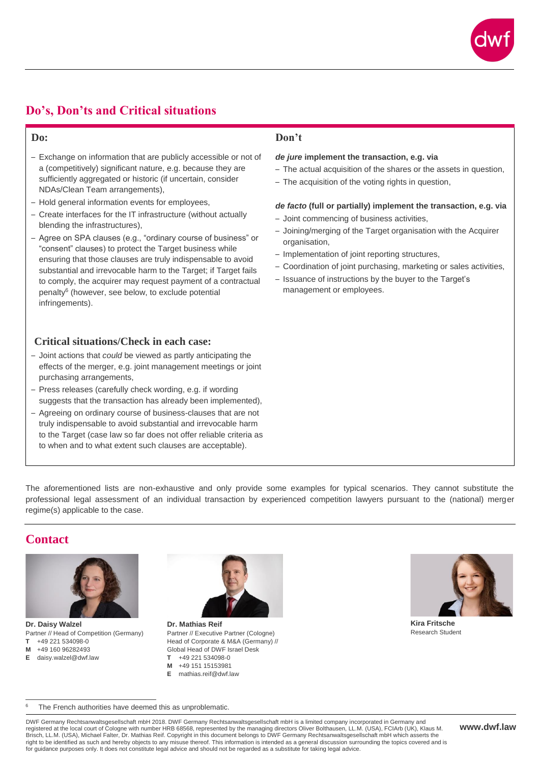## Do's, Don'ts and Critical situations

### Do:

- Exchange on information that are publicly accessible or not of a (competitively) significant nature, e.g. because they are sufficiently aggregated or historic (if uncertain, consider NDAs/Clean Team arrangements),
- Hold general information events for employees,
- Create interfaces for the IT infrastructure (without actually blending the infrastructures),
- Agree on SPA clauses (e.g., "ordinary course of business" or "consent" clauses) to protect the Target business while ensuring that those clauses are truly indispensable to avoid substantial and irrevocable harm to the Target; if Target fails to comply, the acquirer may request payment of a contractual penalty[6] (however, see below, to exclude potential infringements).

### Critical situations/Check in each case:

- Joint actions that *could* be viewed as partly anticipating the effects of the merger, e.g. joint management meetings or joint purchasing arrangements,
- Press releases (carefully check wording, e.g. if wording suggests that the transaction has already been implemented),
- Agreeing on ordinary course of business-clauses that are not truly indispensable to avoid substantial and irrevocable harm to the Target (case law so far does not offer reliable criteria as to when and to what extent such clauses are acceptable).

### Don't

***de jure* implement the transaction, e.g. via**

- The actual acquisition of the shares or the assets in question,
- The acquisition of the voting rights in question,

***de facto* (full or partially) implement the transaction, e.g. via**

- Joint commencing of business activities,
- Joining/merging of the Target organisation with the Acquirer organisation,
- Implementation of joint reporting structures,
- Coordination of joint purchasing, marketing or sales activities,
- Issuance of instructions by the buyer to the Target's management or employees.

The aforementioned lists are non-exhaustive and only provide some examples for typical scenarios. They cannot substitute the professional legal assessment of an individual transaction by experienced competition lawyers pursuant to the (national) merger regime(s) applicable to the case.

## Contact

**Dr. Daisy Walzel**
Partner // Head of Competition (Germany)
**T** +49 221 534098-0
**M** +49 160 96282493
**E** daisy.walzel@dwf.law

**Dr. Mathias Reif**
Partner // Executive Partner (Cologne)
Head of Corporate & M&A (Germany) //
Global Head of DWF Israel Desk
**T** +49 221 534098-0
**M** +49 151 15153981
**E** mathias.reif@dwf.law

**Kira Fritsche**
Research Student

[6] The French authorities have deemed this as unproblematic.

DWF Germany Rechtsanwaltsgesellschaft mbH 2018. DWF Germany Rechtsanwaltsgesellschaft mbH is a limited company incorporated in Germany and registered at the local court of Cologne with number HRB 68568, represented by the managing directors Oliver Bolthausen, LL.M. (USA), FCIArb (UK), Klaus M. Brisch, LL.M. (USA), Michael Falter, Dr. Mathias Reif. Copyright in this document belongs to DWF Germany Rechtsanwaltsgesellschaft mbH which asserts the right to be identified as such and hereby objects to any misuse thereof. This information is intended as a general discussion surrounding the topics covered and is for guidance purposes only. It does not constitute legal advice and should not be regarded as a substitute for taking legal advice.

**www.dwf.law**